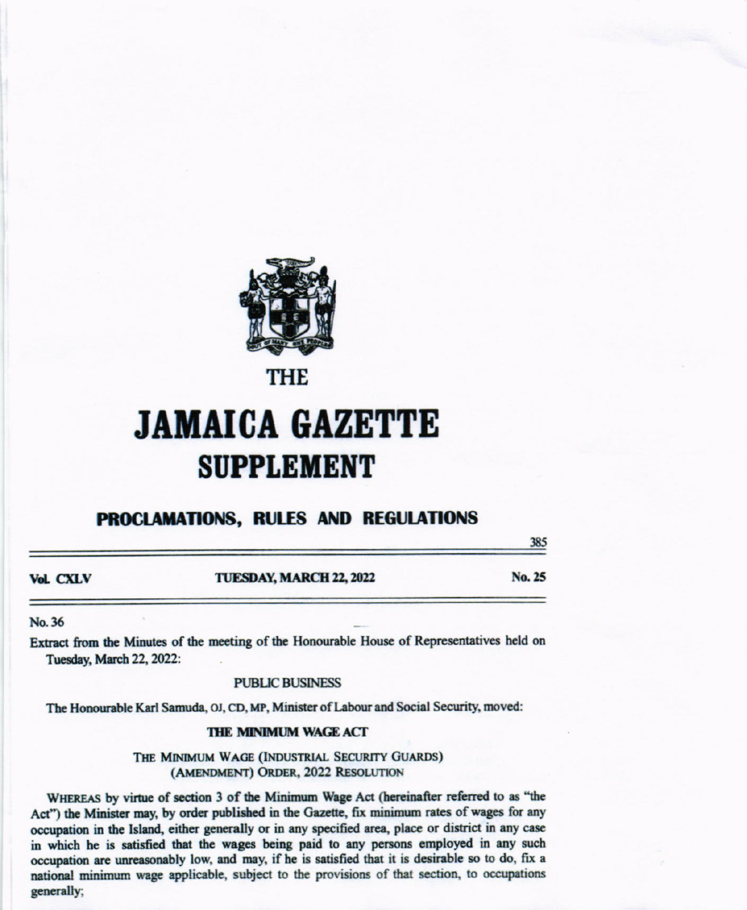# THE JAMAICA GAZETTE SUPPLEMENT

## PROCLAMATIONS, RULES AND REGULATIONS

**Vol. CXLV** **TUESDAY, MARCH 22, 2022** **No. 25**

No. 36

Extract from the Minutes of the meeting of the Honourable House of Representatives held on Tuesday, March 22, 2022:

PUBLIC BUSINESS

The Honourable Karl Samuda, OJ, CD, MP, Minister of Labour and Social Security, moved:

**THE MINIMUM WAGE ACT**

THE MINIMUM WAGE (INDUSTRIAL SECURITY GUARDS) (AMENDMENT) ORDER, 2022 RESOLUTION

WHEREAS by virtue of section 3 of the Minimum Wage Act (hereinafter referred to as "the Act") the Minister may, by order published in the Gazette, fix minimum rates of wages for any occupation in the Island, either generally or in any specified area, place or district in any case in which he is satisfied that the wages being paid to any persons employed in any such occupation are unreasonably low, and may, if he is satisfied that it is desirable so to do, fix a national minimum wage applicable, subject to the provisions of that section, to occupations generally;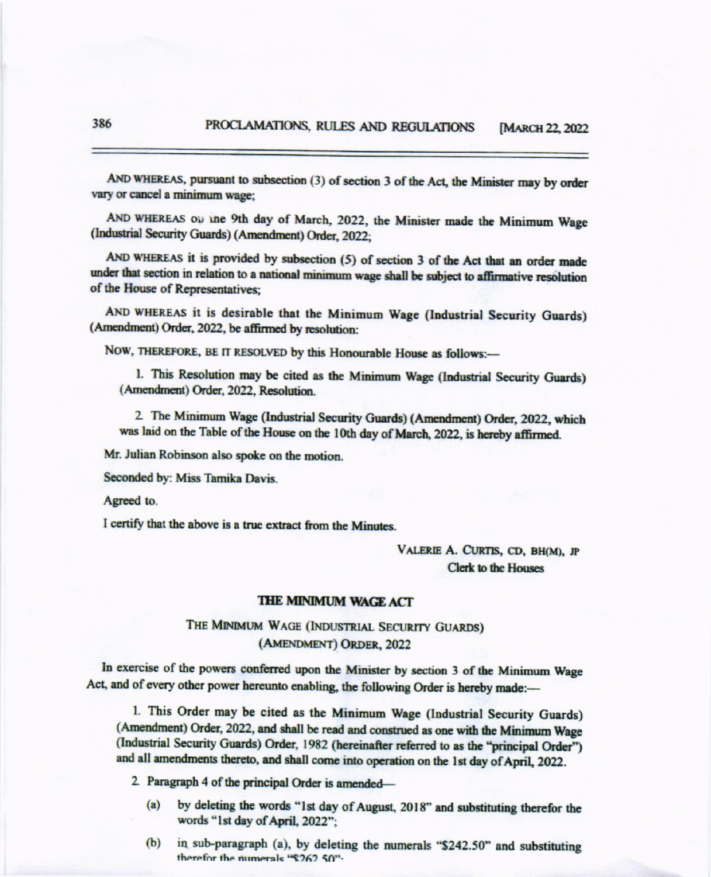AND WHEREAS, pursuant to subsection (3) of section 3 of the Act, the Minister may by order vary or cancel a minimum wage;

AND WHEREAS on the 9th day of March, 2022, the Minister made the Minimum Wage (Industrial Security Guards) (Amendment) Order, 2022;

AND WHEREAS it is provided by subsection (5) of section 3 of the Act that an order made under that section in relation to a national minimum wage shall be subject to affirmative resolution of the House of Representatives;

AND WHEREAS it is desirable that the Minimum Wage (Industrial Security Guards) (Amendment) Order, 2022, be affirmed by resolution:

NOW, THEREFORE, BE IT RESOLVED by this Honourable House as follows:—

1. This Resolution may be cited as the Minimum Wage (Industrial Security Guards) (Amendment) Order, 2022, Resolution.

2. The Minimum Wage (Industrial Security Guards) (Amendment) Order, 2022, which was laid on the Table of the House on the 10th day of March, 2022, is hereby affirmed.

Mr. Julian Robinson also spoke on the motion.

Seconded by: Miss Tamika Davis.

Agreed to.

I certify that the above is a true extract from the Minutes.

VALERIE A. CURTIS, CD, BH(M), JP
Clerk to the Houses

## THE MINIMUM WAGE ACT

### THE MINIMUM WAGE (INDUSTRIAL SECURITY GUARDS) (AMENDMENT) ORDER, 2022

In exercise of the powers conferred upon the Minister by section 3 of the Minimum Wage Act, and of every other power hereunto enabling, the following Order is hereby made:—

1. This Order may be cited as the Minimum Wage (Industrial Security Guards) (Amendment) Order, 2022, and shall be read and construed as one with the Minimum Wage (Industrial Security Guards) Order, 1982 (hereinafter referred to as the "principal Order") and all amendments thereto, and shall come into operation on the 1st day of April, 2022.

2. Paragraph 4 of the principal Order is amended—

   (a) by deleting the words "1st day of August, 2018" and substituting therefor the words "1st day of April, 2022";

   (b) in sub-paragraph (a), by deleting the numerals "$242.50" and substituting therefor the numerals "$262.50";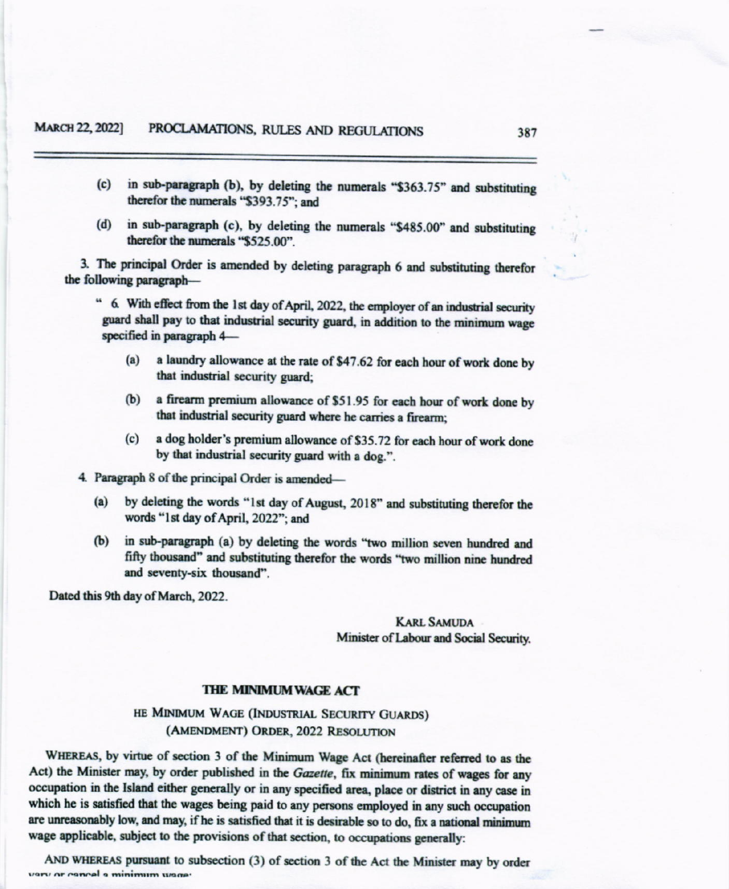(c) in sub-paragraph (b), by deleting the numerals "$363.75" and substituting therefor the numerals "$393.75"; and

(d) in sub-paragraph (c), by deleting the numerals "$485.00" and substituting therefor the numerals "$525.00".

3. The principal Order is amended by deleting paragraph 6 and substituting therefor the following paragraph—

> " 6. With effect from the 1st day of April, 2022, the employer of an industrial security guard shall pay to that industrial security guard, in addition to the minimum wage specified in paragraph 4—
>
> (a) a laundry allowance at the rate of $47.62 for each hour of work done by that industrial security guard;
>
> (b) a firearm premium allowance of $51.95 for each hour of work done by that industrial security guard where he carries a firearm;
>
> (c) a dog holder's premium allowance of $35.72 for each hour of work done by that industrial security guard with a dog.".

4. Paragraph 8 of the principal Order is amended—

(a) by deleting the words "1st day of August, 2018" and substituting therefor the words "1st day of April, 2022"; and

(b) in sub-paragraph (a) by deleting the words "two million seven hundred and fifty thousand" and substituting therefor the words "two million nine hundred and seventy-six thousand".

Dated this 9th day of March, 2022.

KARL SAMUDA
Minister of Labour and Social Security.

## THE MINIMUM WAGE ACT

### HE MINIMUM WAGE (INDUSTRIAL SECURITY GUARDS) (AMENDMENT) ORDER, 2022 RESOLUTION

WHEREAS, by virtue of section 3 of the Minimum Wage Act (hereinafter referred to as the Act) the Minister may, by order published in the *Gazette*, fix minimum rates of wages for any occupation in the Island either generally or in any specified area, place or district in any case in which he is satisfied that the wages being paid to any persons employed in any such occupation are unreasonably low, and may, if he is satisfied that it is desirable so to do, fix a national minimum wage applicable, subject to the provisions of that section, to occupations generally:

AND WHEREAS pursuant to subsection (3) of section 3 of the Act the Minister may by order vary or cancel a minimum wage: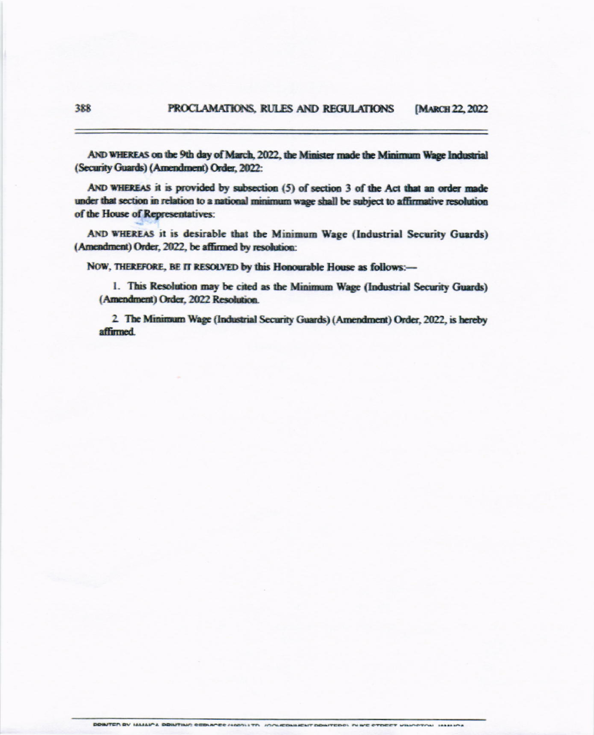AND WHEREAS on the 9th day of March, 2022, the Minister made the Minimum Wage Industrial (Security Guards) (Amendment) Order, 2022:

AND WHEREAS it is provided by subsection (5) of section 3 of the Act that an order made under that section in relation to a national minimum wage shall be subject to affirmative resolution of the House of Representatives:

AND WHEREAS it is desirable that the Minimum Wage (Industrial Security Guards) (Amendment) Order, 2022, be affirmed by resolution:

NOW, THEREFORE, BE IT RESOLVED by this Honourable House as follows:—

1. This Resolution may be cited as the Minimum Wage (Industrial Security Guards) (Amendment) Order, 2022 Resolution.

2. The Minimum Wage (Industrial Security Guards) (Amendment) Order, 2022, is hereby affirmed.